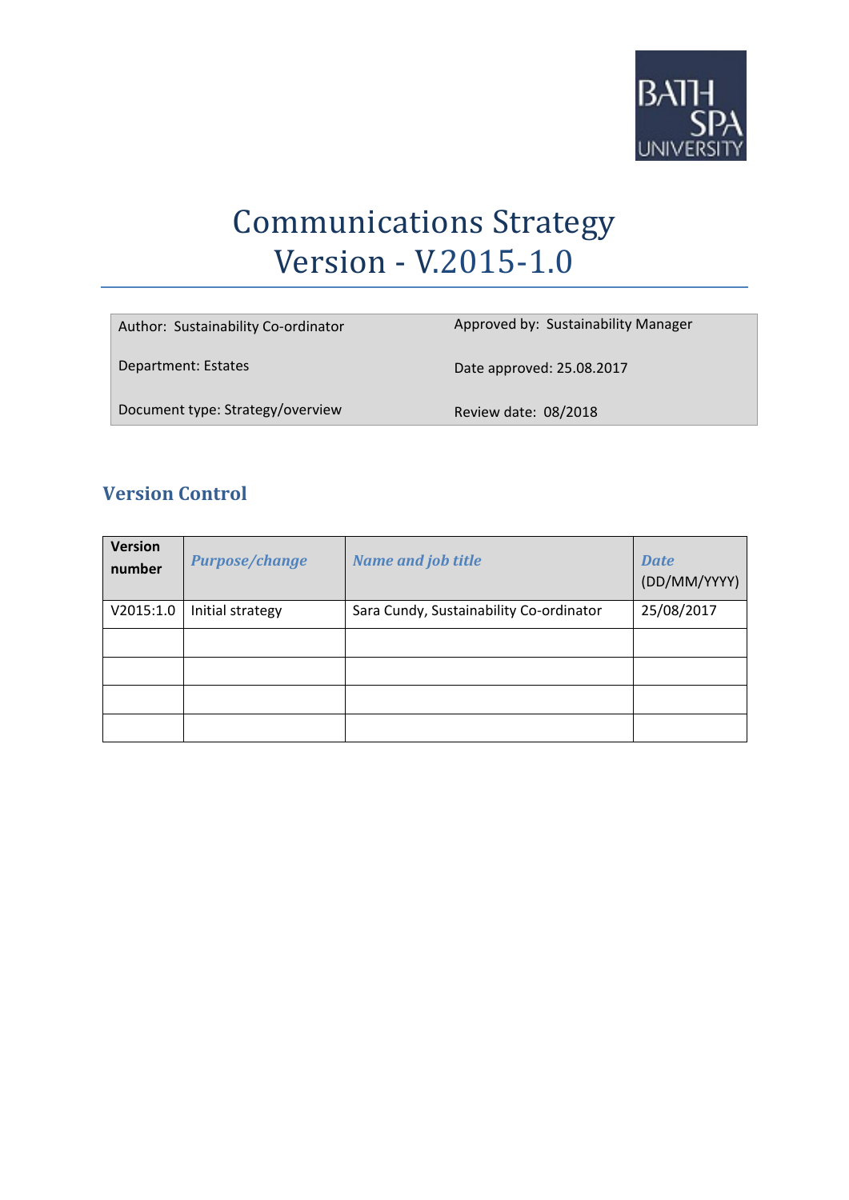BATH SPA UNIVERSITY

# Communications Strategy Version - V.2015-1.0

| Author: Sustainability Co-ordinator | Approved by: Sustainability Manager |
|---|---|
| Department: Estates | Date approved: 25.08.2017 |
| Document type: Strategy/overview | Review date: 08/2018 |

## Version Control

| Version number | *Purpose/change* | *Name and job title* | *Date* (DD/MM/YYYY) |
|---|---|---|---|
| V2015:1.0 | Initial strategy | Sara Cundy, Sustainability Co-ordinator | 25/08/2017 |
| | | | |
| | | | |
| | | | |
| | | | |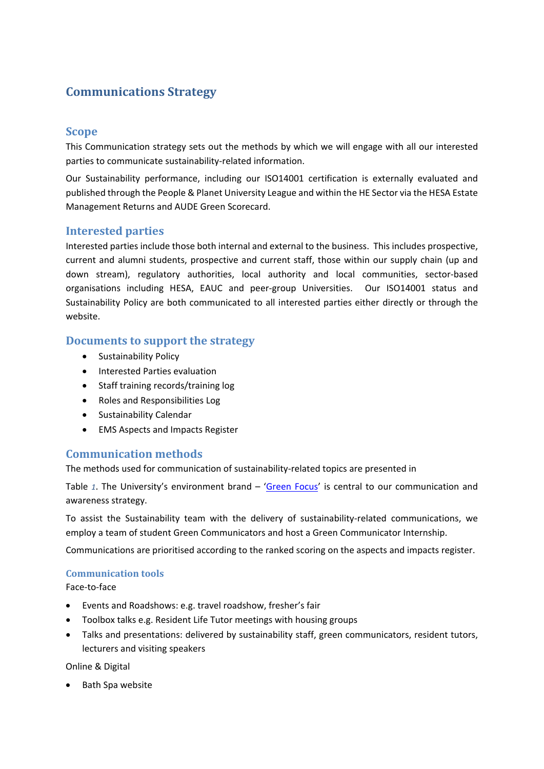## Communications Strategy

### Scope

This Communication strategy sets out the methods by which we will engage with all our interested parties to communicate sustainability-related information.

Our Sustainability performance, including our ISO14001 certification is externally evaluated and published through the People & Planet University League and within the HE Sector via the HESA Estate Management Returns and AUDE Green Scorecard.

### Interested parties

Interested parties include those both internal and external to the business. This includes prospective, current and alumni students, prospective and current staff, those within our supply chain (up and down stream), regulatory authorities, local authority and local communities, sector-based organisations including HESA, EAUC and peer-group Universities. Our ISO14001 status and Sustainability Policy are both communicated to all interested parties either directly or through the website.

### Documents to support the strategy

- Sustainability Policy
- Interested Parties evaluation
- Staff training records/training log
- Roles and Responsibilities Log
- Sustainability Calendar
- EMS Aspects and Impacts Register

### Communication methods

The methods used for communication of sustainability-related topics are presented in

Table *1*. The University's environment brand – '[Green Focus]' is central to our communication and awareness strategy.

To assist the Sustainability team with the delivery of sustainability-related communications, we employ a team of student Green Communicators and host a Green Communicator Internship.

Communications are prioritised according to the ranked scoring on the aspects and impacts register.

#### Communication tools

Face-to-face

- Events and Roadshows: e.g. travel roadshow, fresher's fair
- Toolbox talks e.g. Resident Life Tutor meetings with housing groups
- Talks and presentations: delivered by sustainability staff, green communicators, resident tutors, lecturers and visiting speakers

Online & Digital

- Bath Spa website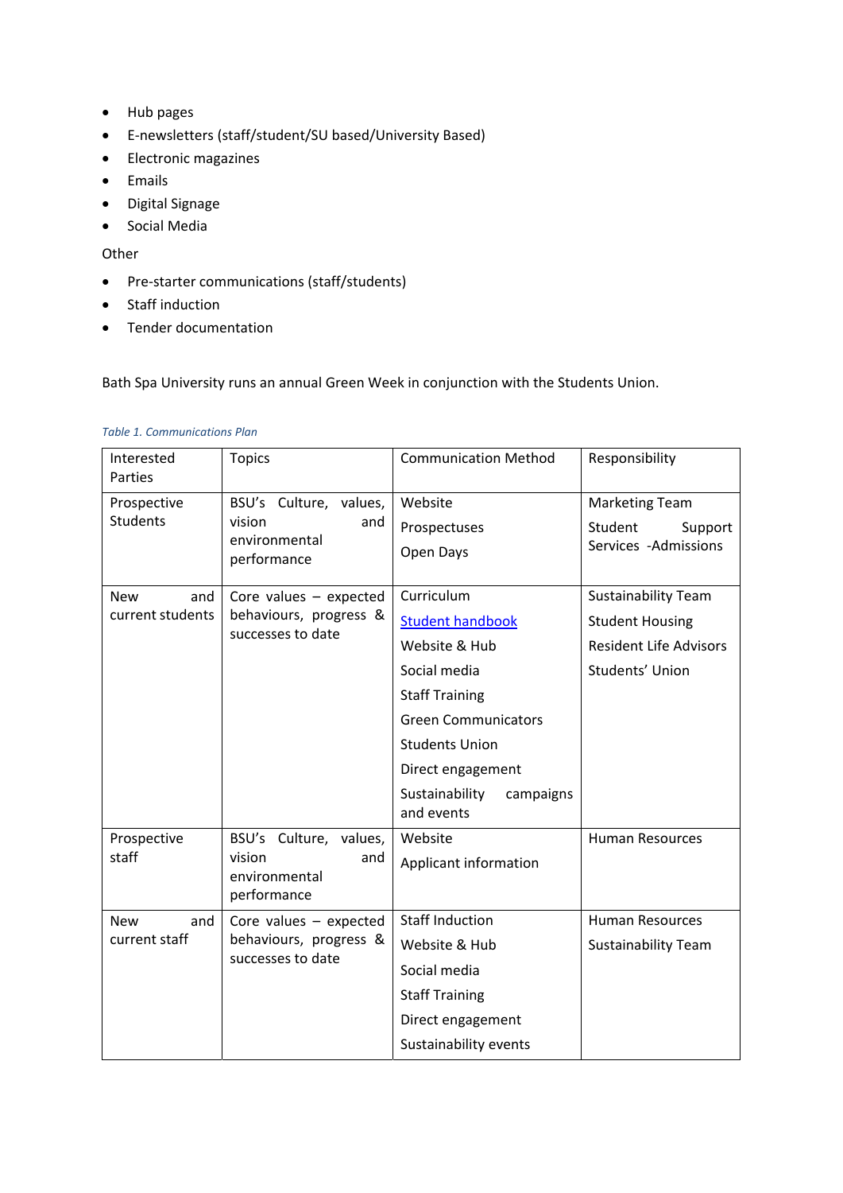- Hub pages
- E-newsletters (staff/student/SU based/University Based)
- Electronic magazines
- Emails
- Digital Signage
- Social Media

Other

- Pre-starter communications (staff/students)
- Staff induction
- Tender documentation

Bath Spa University runs an annual Green Week in conjunction with the Students Union.

*Table 1. Communications Plan*

| Interested Parties | Topics | Communication Method | Responsibility |
|---|---|---|---|
| Prospective Students | BSU's Culture, values, vision and environmental performance | Website<br>Prospectuses<br>Open Days | Marketing Team<br>Student Support Services -Admissions |
| New and current students | Core values – expected behaviours, progress & successes to date | Curriculum<br>Student handbook<br>Website & Hub<br>Social media<br>Staff Training<br>Green Communicators<br>Students Union<br>Direct engagement<br>Sustainability campaigns and events | Sustainability Team<br>Student Housing<br>Resident Life Advisors<br>Students' Union |
| Prospective staff | BSU's Culture, values, vision and environmental performance | Website<br>Applicant information | Human Resources |
| New and current staff | Core values – expected behaviours, progress & successes to date | Staff Induction<br>Website & Hub<br>Social media<br>Staff Training<br>Direct engagement<br>Sustainability events | Human Resources<br>Sustainability Team |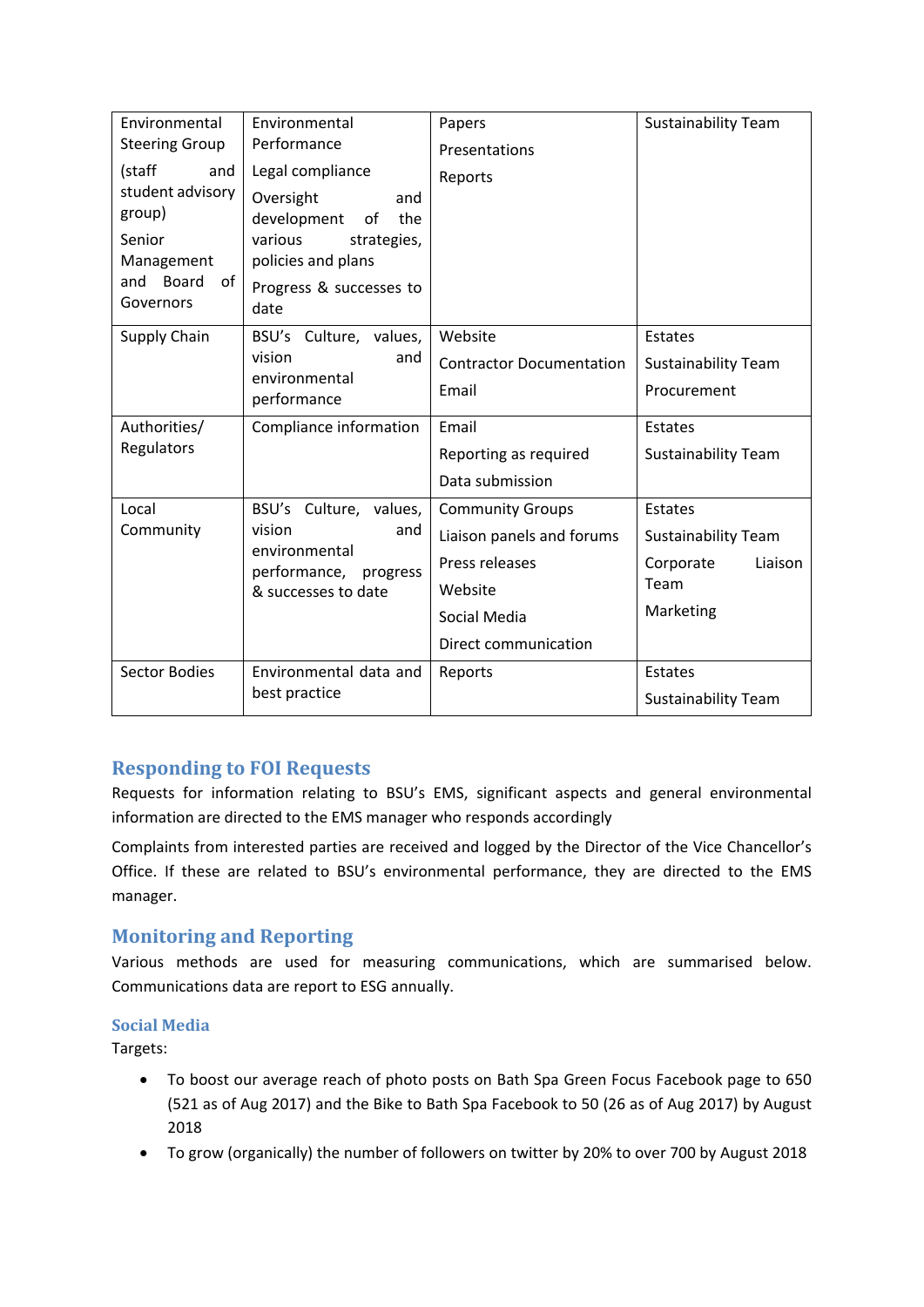| Environmental Steering Group (staff and student advisory group) Senior Management and Board of Governors | Environmental Performance<br>Legal compliance<br>Oversight and development of the various strategies, policies and plans<br>Progress & successes to date | Papers<br>Presentations<br>Reports | Sustainability Team |
|---|---|---|---|
| Supply Chain | BSU's Culture, values, vision and environmental performance | Website<br>Contractor Documentation<br>Email | Estates<br>Sustainability Team<br>Procurement |
| Authorities/ Regulators | Compliance information | Email<br>Reporting as required<br>Data submission | Estates<br>Sustainability Team |
| Local Community | BSU's Culture, values, vision and environmental performance, progress & successes to date | Community Groups<br>Liaison panels and forums<br>Press releases<br>Website<br>Social Media<br>Direct communication | Estates<br>Sustainability Team<br>Corporate Liaison Team<br>Marketing |
| Sector Bodies | Environmental data and best practice | Reports | Estates<br>Sustainability Team |

## Responding to FOI Requests

Requests for information relating to BSU's EMS, significant aspects and general environmental information are directed to the EMS manager who responds accordingly

Complaints from interested parties are received and logged by the Director of the Vice Chancellor's Office. If these are related to BSU's environmental performance, they are directed to the EMS manager.

## Monitoring and Reporting

Various methods are used for measuring communications, which are summarised below. Communications data are report to ESG annually.

### Social Media

Targets:

- To boost our average reach of photo posts on Bath Spa Green Focus Facebook page to 650 (521 as of Aug 2017) and the Bike to Bath Spa Facebook to 50 (26 as of Aug 2017) by August 2018
- To grow (organically) the number of followers on twitter by 20% to over 700 by August 2018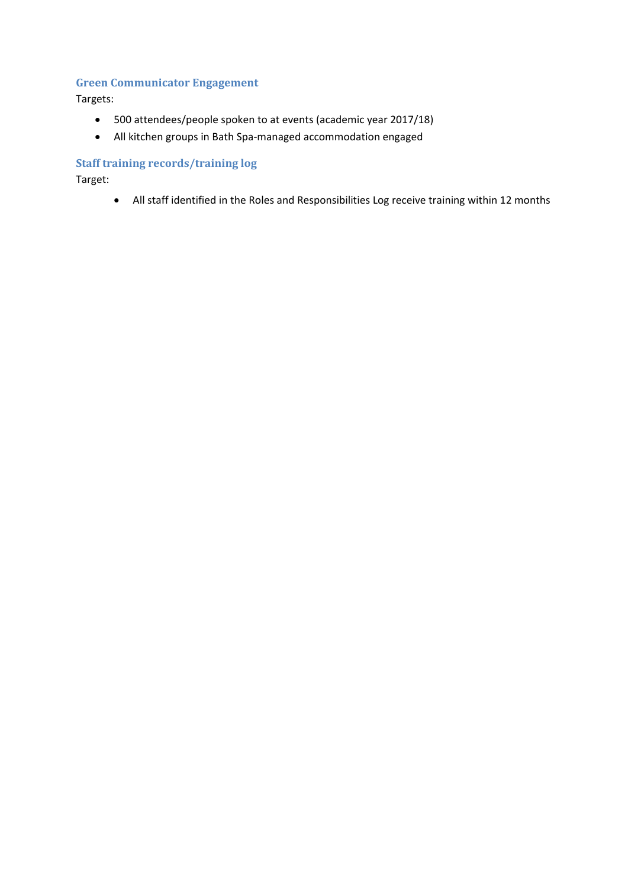### Green Communicator Engagement

Targets:

- 500 attendees/people spoken to at events (academic year 2017/18)
- All kitchen groups in Bath Spa-managed accommodation engaged

### Staff training records/training log

Target:

- All staff identified in the Roles and Responsibilities Log receive training within 12 months